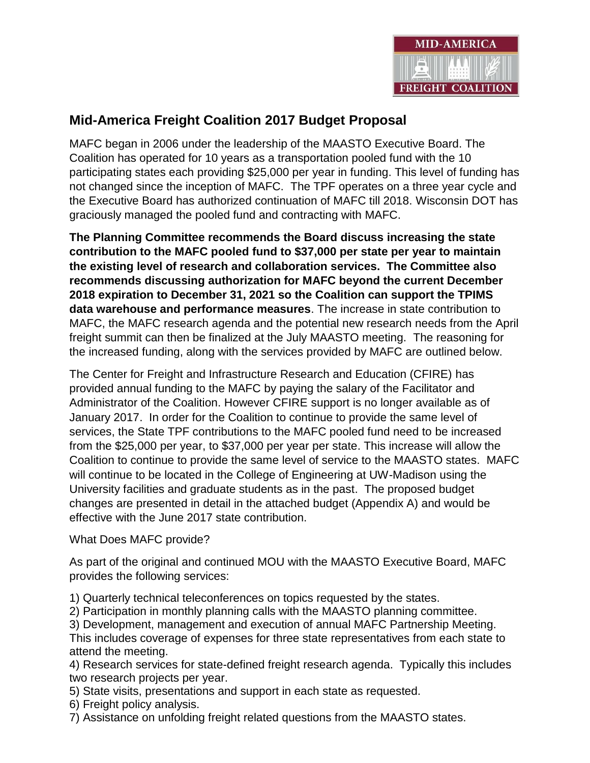# Mid-America Freight Coalition 2017 Budget Proposal

MAFC began in 2006 under the leadership of the MAASTO Executive Board. The Coalition has operated for 10 years as a transportation pooled fund with the 10 participating states each providing $25,000 per year in funding. This level of funding has not changed since the inception of MAFC. The TPF operates on a three year cycle and the Executive Board has authorized continuation of MAFC till 2018. Wisconsin DOT has graciously managed the pooled fund and contracting with MAFC.

**The Planning Committee recommends the Board discuss increasing the state contribution to the MAFC pooled fund to $37,000 per state per year to maintain the existing level of research and collaboration services. The Committee also recommends discussing authorization for MAFC beyond the current December 2018 expiration to December 31, 2021 so the Coalition can support the TPIMS data warehouse and performance measures**. The increase in state contribution to MAFC, the MAFC research agenda and the potential new research needs from the April freight summit can then be finalized at the July MAASTO meeting. The reasoning for the increased funding, along with the services provided by MAFC are outlined below.

The Center for Freight and Infrastructure Research and Education (CFIRE) has provided annual funding to the MAFC by paying the salary of the Facilitator and Administrator of the Coalition. However CFIRE support is no longer available as of January 2017. In order for the Coalition to continue to provide the same level of services, the State TPF contributions to the MAFC pooled fund need to be increased from the $25,000 per year, to $37,000 per year per state. This increase will allow the Coalition to continue to provide the same level of service to the MAASTO states. MAFC will continue to be located in the College of Engineering at UW-Madison using the University facilities and graduate students as in the past. The proposed budget changes are presented in detail in the attached budget (Appendix A) and would be effective with the June 2017 state contribution.

What Does MAFC provide?

As part of the original and continued MOU with the MAASTO Executive Board, MAFC provides the following services:

1) Quarterly technical teleconferences on topics requested by the states.
2) Participation in monthly planning calls with the MAASTO planning committee.
3) Development, management and execution of annual MAFC Partnership Meeting. This includes coverage of expenses for three state representatives from each state to attend the meeting.
4) Research services for state-defined freight research agenda. Typically this includes two research projects per year.
5) State visits, presentations and support in each state as requested.
6) Freight policy analysis.
7) Assistance on unfolding freight related questions from the MAASTO states.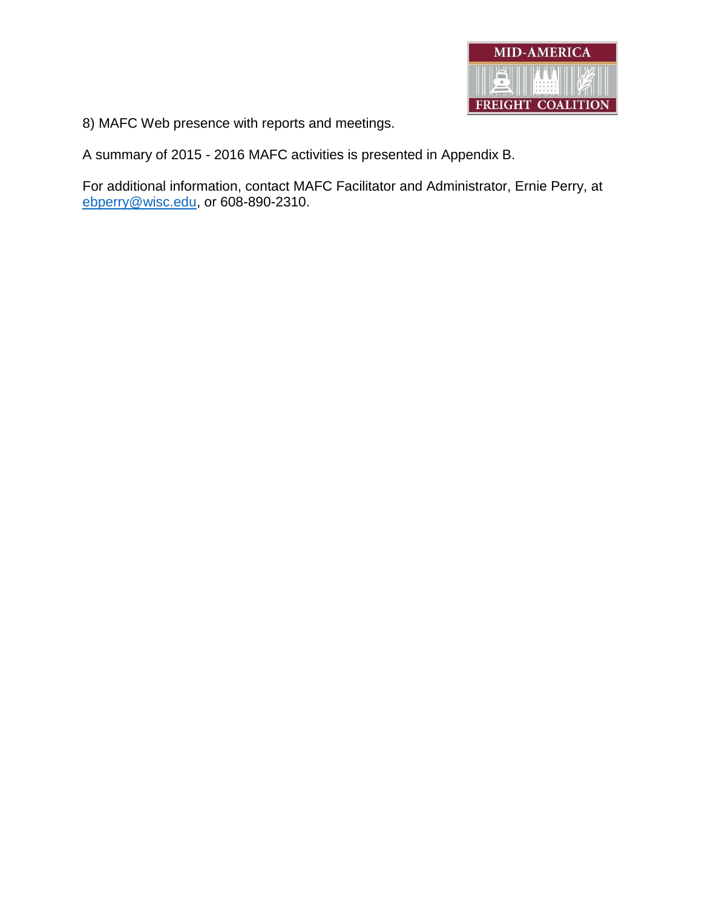8) MAFC Web presence with reports and meetings.

A summary of 2015 - 2016 MAFC activities is presented in Appendix B.

For additional information, contact MAFC Facilitator and Administrator, Ernie Perry, at ebperry@wisc.edu, or 608-890-2310.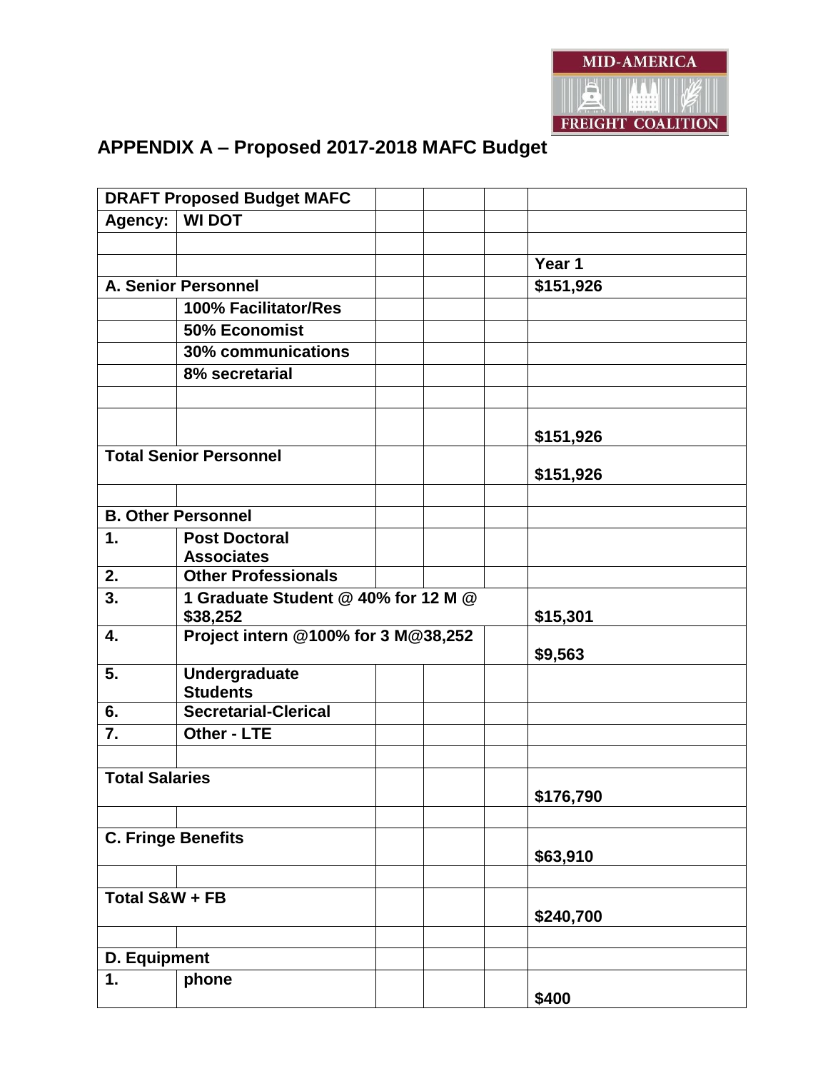## APPENDIX A – Proposed 2017-2018 MAFC Budget

| DRAFT Proposed Budget MAFC | | | | | |
|---|---|---|---|---|---|
| Agency: | WI DOT | | | | |
| | | | | | |
| | | | | | Year 1 |
| A. Senior Personnel | | | | | $151,926 |
| | 100% Facilitator/Res | | | | |
| | 50% Economist | | | | |
| | 30% communications | | | | |
| | 8% secretarial | | | | |
| | | | | | |
| | | | | | $151,926 |
| Total Senior Personnel | | | | | $151,926 |
| | | | | | |
| B. Other Personnel | | | | | |
| 1. | Post Doctoral Associates | | | | |
| 2. | Other Professionals | | | | |
| 3. | 1 Graduate Student @ 40% for 12 M @ $38,252 | | | | $15,301 |
| 4. | Project intern @100% for 3 M@38,252 | | | | $9,563 |
| 5. | Undergraduate Students | | | | |
| 6. | Secretarial-Clerical | | | | |
| 7. | Other - LTE | | | | |
| | | | | | |
| Total Salaries | | | | | $176,790 |
| | | | | | |
| C. Fringe Benefits | | | | | $63,910 |
| | | | | | |
| Total S&W + FB | | | | | $240,700 |
| | | | | | |
| D. Equipment | | | | | |
| 1. | phone | | | | $400 |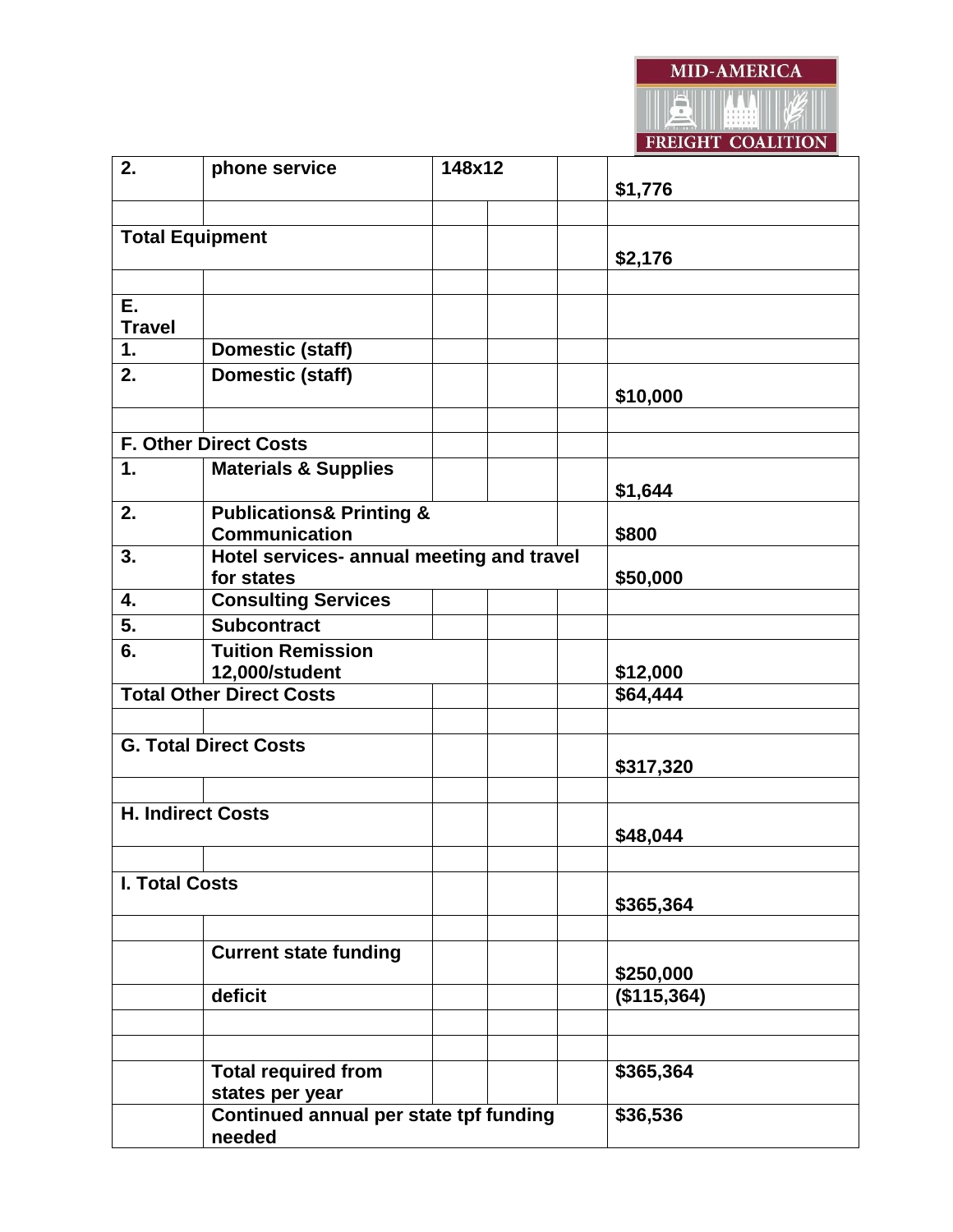| | | | | | |
|---|---|---|---|---|---|
| **2.** | **phone service** | **148x12** | | | **$1,776** |
| | | | | | |
| **Total Equipment** | | | | | **$2,176** |
| | | | | | |
| **E. Travel** | | | | | |
| **1.** | **Domestic (staff)** | | | | |
| **2.** | **Domestic (staff)** | | | | **$10,000** |
| | | | | | |
| **F. Other Direct Costs** | | | | | |
| **1.** | **Materials & Supplies** | | | | **$1,644** |
| **2.** | **Publications& Printing & Communication** | | | | **$800** |
| **3.** | **Hotel services- annual meeting and travel for states** | | | | **$50,000** |
| **4.** | **Consulting Services** | | | | |
| **5.** | **Subcontract** | | | | |
| **6.** | **Tuition Remission 12,000/student** | | | | **$12,000** |
| **Total Other Direct Costs** | | | | | **$64,444** |
| | | | | | |
| **G. Total Direct Costs** | | | | | **$317,320** |
| | | | | | |
| **H. Indirect Costs** | | | | | **$48,044** |
| | | | | | |
| **I. Total Costs** | | | | | **$365,364** |
| | | | | | |
| | **Current state funding** | | | | **$250,000** |
| | **deficit** | | | | **($115,364)** |
| | | | | | |
| | | | | | |
| | **Total required from states per year** | | | | **$365,364** |
| | **Continued annual per state tpf funding needed** | | | | **$36,536** |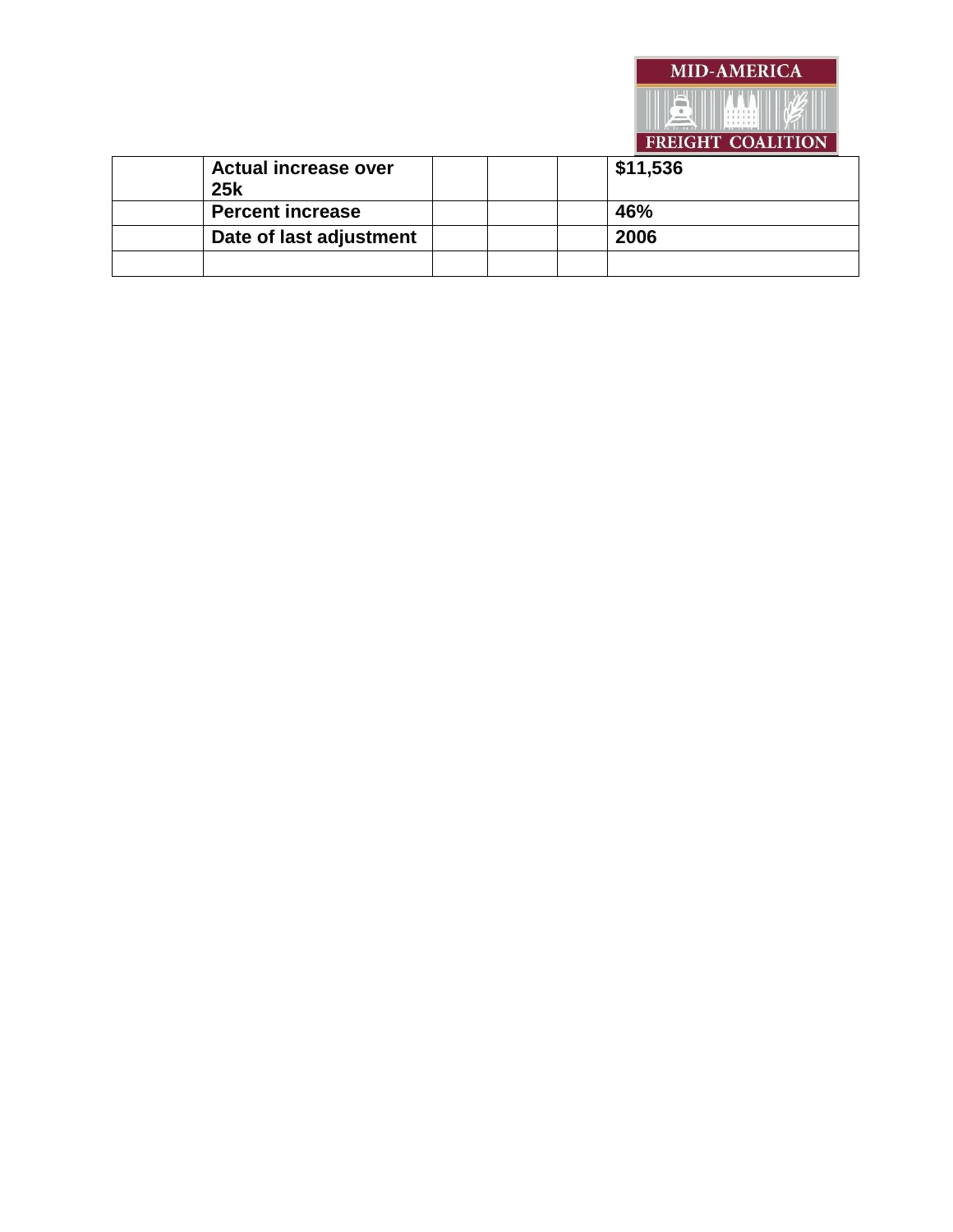| | | | | | |
|---|---|---|---|---|---|
| | **Actual increase over 25k** | | | | **$11,536** |
| | **Percent increase** | | | | **46%** |
| | **Date of last adjustment** | | | | **2006** |
| | | | | | |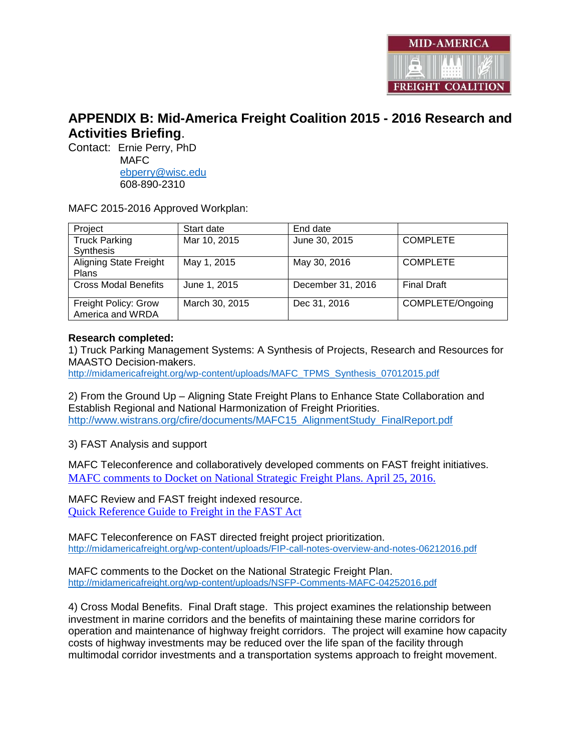## APPENDIX B: Mid-America Freight Coalition 2015 - 2016 Research and Activities Briefing.

Contact: Ernie Perry, PhD
MAFC
ebperry@wisc.edu
608-890-2310

MAFC 2015-2016 Approved Workplan:

| Project | Start date | End date | |
|---|---|---|---|
| Truck Parking Synthesis | Mar 10, 2015 | June 30, 2015 | COMPLETE |
| Aligning State Freight Plans | May 1, 2015 | May 30, 2016 | COMPLETE |
| Cross Modal Benefits | June 1, 2015 | December 31, 2016 | Final Draft |
| Freight Policy: Grow America and WRDA | March 30, 2015 | Dec 31, 2016 | COMPLETE/Ongoing |

**Research completed:**

1) Truck Parking Management Systems: A Synthesis of Projects, Research and Resources for MAASTO Decision-makers.
http://midamericafreight.org/wp-content/uploads/MAFC_TPMS_Synthesis_07012015.pdf

2) From the Ground Up – Aligning State Freight Plans to Enhance State Collaboration and Establish Regional and National Harmonization of Freight Priorities.
http://www.wistrans.org/cfire/documents/MAFC15_AlignmentStudy_FinalReport.pdf

3) FAST Analysis and support

MAFC Teleconference and collaboratively developed comments on FAST freight initiatives.
MAFC comments to Docket on National Strategic Freight Plans. April 25, 2016.

MAFC Review and FAST freight indexed resource.
Quick Reference Guide to Freight in the FAST Act

MAFC Teleconference on FAST directed freight project prioritization.
http://midamericafreight.org/wp-content/uploads/FIP-call-notes-overview-and-notes-06212016.pdf

MAFC comments to the Docket on the National Strategic Freight Plan.
http://midamericafreight.org/wp-content/uploads/NSFP-Comments-MAFC-04252016.pdf

4) Cross Modal Benefits. Final Draft stage. This project examines the relationship between investment in marine corridors and the benefits of maintaining these marine corridors for operation and maintenance of highway freight corridors. The project will examine how capacity costs of highway investments may be reduced over the life span of the facility through multimodal corridor investments and a transportation systems approach to freight movement.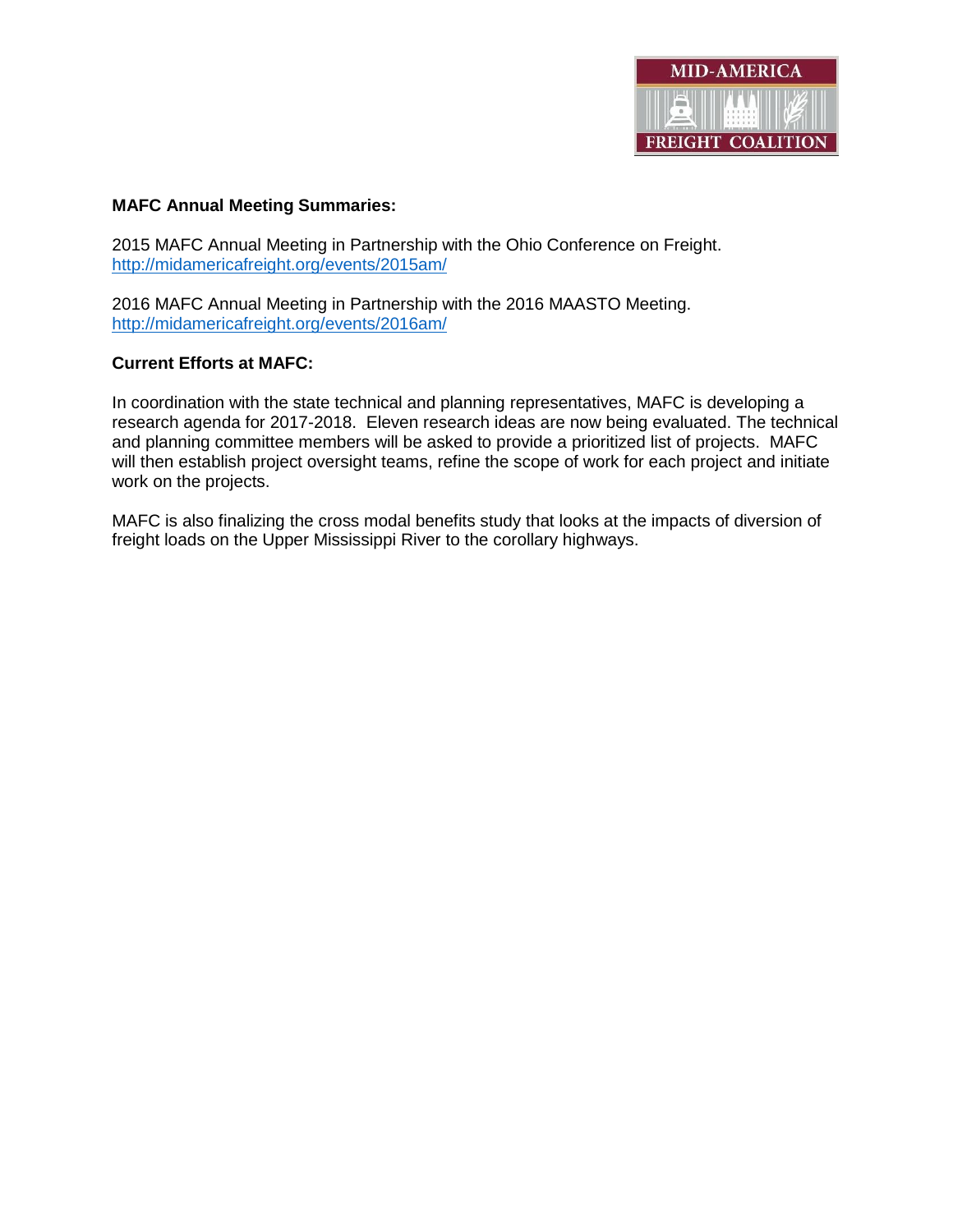**MAFC Annual Meeting Summaries:**

2015 MAFC Annual Meeting in Partnership with the Ohio Conference on Freight.
http://midamericafreight.org/events/2015am/

2016 MAFC Annual Meeting in Partnership with the 2016 MAASTO Meeting.
http://midamericafreight.org/events/2016am/

**Current Efforts at MAFC:**

In coordination with the state technical and planning representatives, MAFC is developing a research agenda for 2017-2018. Eleven research ideas are now being evaluated. The technical and planning committee members will be asked to provide a prioritized list of projects. MAFC will then establish project oversight teams, refine the scope of work for each project and initiate work on the projects.

MAFC is also finalizing the cross modal benefits study that looks at the impacts of diversion of freight loads on the Upper Mississippi River to the corollary highways.